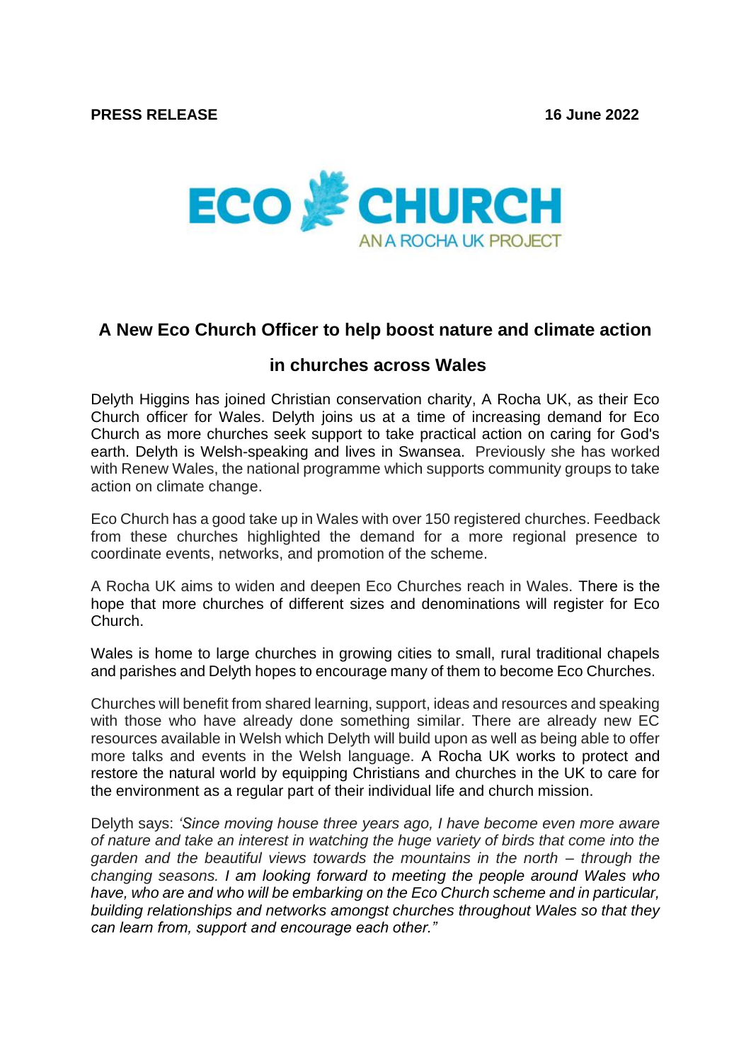**PRESS RELEASE** **16 June 2022**

ECO CHURCH
AN A ROCHA UK PROJECT

## A New Eco Church Officer to help boost nature and climate action in churches across Wales

Delyth Higgins has joined Christian conservation charity, A Rocha UK, as their Eco Church officer for Wales. Delyth joins us at a time of increasing demand for Eco Church as more churches seek support to take practical action on caring for God's earth. Delyth is Welsh-speaking and lives in Swansea. Previously she has worked with Renew Wales, the national programme which supports community groups to take action on climate change.

Eco Church has a good take up in Wales with over 150 registered churches. Feedback from these churches highlighted the demand for a more regional presence to coordinate events, networks, and promotion of the scheme.

A Rocha UK aims to widen and deepen Eco Churches reach in Wales. There is the hope that more churches of different sizes and denominations will register for Eco Church.

Wales is home to large churches in growing cities to small, rural traditional chapels and parishes and Delyth hopes to encourage many of them to become Eco Churches.

Churches will benefit from shared learning, support, ideas and resources and speaking with those who have already done something similar. There are already new EC resources available in Welsh which Delyth will build upon as well as being able to offer more talks and events in the Welsh language. A Rocha UK works to protect and restore the natural world by equipping Christians and churches in the UK to care for the environment as a regular part of their individual life and church mission.

Delyth says: *'Since moving house three years ago, I have become even more aware of nature and take an interest in watching the huge variety of birds that come into the garden and the beautiful views towards the mountains in the north – through the changing seasons. I am looking forward to meeting the people around Wales who have, who are and who will be embarking on the Eco Church scheme and in particular, building relationships and networks amongst churches throughout Wales so that they can learn from, support and encourage each other."*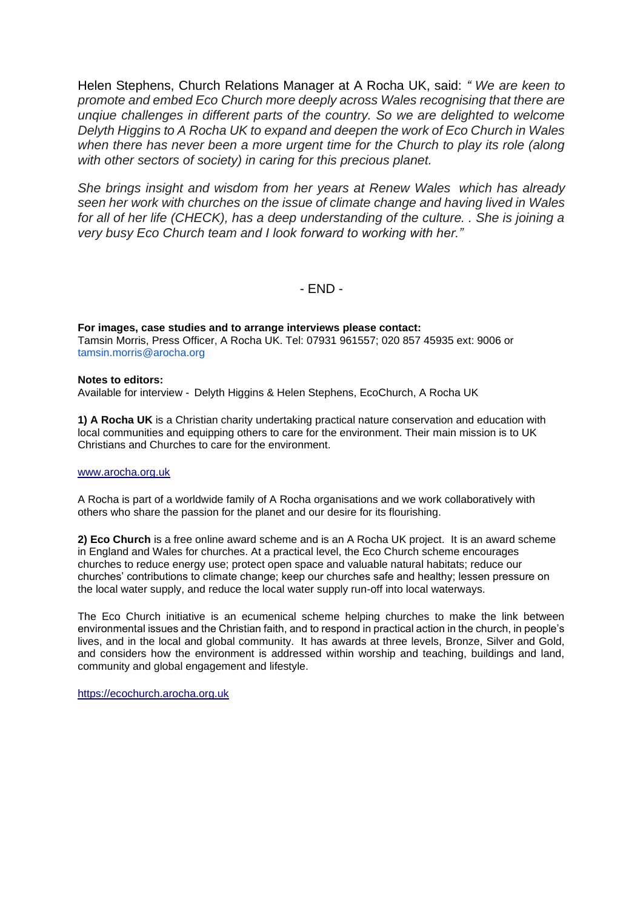Helen Stephens, Church Relations Manager at A Rocha UK, said: *" We are keen to promote and embed Eco Church more deeply across Wales recognising that there are unqiue challenges in different parts of the country. So we are delighted to welcome Delyth Higgins to A Rocha UK to expand and deepen the work of Eco Church in Wales when there has never been a more urgent time for the Church to play its role (along with other sectors of society) in caring for this precious planet.*

*She brings insight and wisdom from her years at Renew Wales which has already seen her work with churches on the issue of climate change and having lived in Wales for all of her life (CHECK), has a deep understanding of the culture. . She is joining a very busy Eco Church team and I look forward to working with her."*

- END -

**For images, case studies and to arrange interviews please contact:**
Tamsin Morris, Press Officer, A Rocha UK. Tel: 07931 961557; 020 857 45935 ext: 9006 or tamsin.morris@arocha.org

**Notes to editors:**
Available for interview - Delyth Higgins & Helen Stephens, EcoChurch, A Rocha UK

**1) A Rocha UK** is a Christian charity undertaking practical nature conservation and education with local communities and equipping others to care for the environment. Their main mission is to UK Christians and Churches to care for the environment.

www.arocha.org.uk

A Rocha is part of a worldwide family of A Rocha organisations and we work collaboratively with others who share the passion for the planet and our desire for its flourishing.

**2) Eco Church** is a free online award scheme and is an A Rocha UK project. It is an award scheme in England and Wales for churches. At a practical level, the Eco Church scheme encourages churches to reduce energy use; protect open space and valuable natural habitats; reduce our churches' contributions to climate change; keep our churches safe and healthy; lessen pressure on the local water supply, and reduce the local water supply run-off into local waterways.

The Eco Church initiative is an ecumenical scheme helping churches to make the link between environmental issues and the Christian faith, and to respond in practical action in the church, in people's lives, and in the local and global community. It has awards at three levels, Bronze, Silver and Gold, and considers how the environment is addressed within worship and teaching, buildings and land, community and global engagement and lifestyle.

https://ecochurch.arocha.org.uk